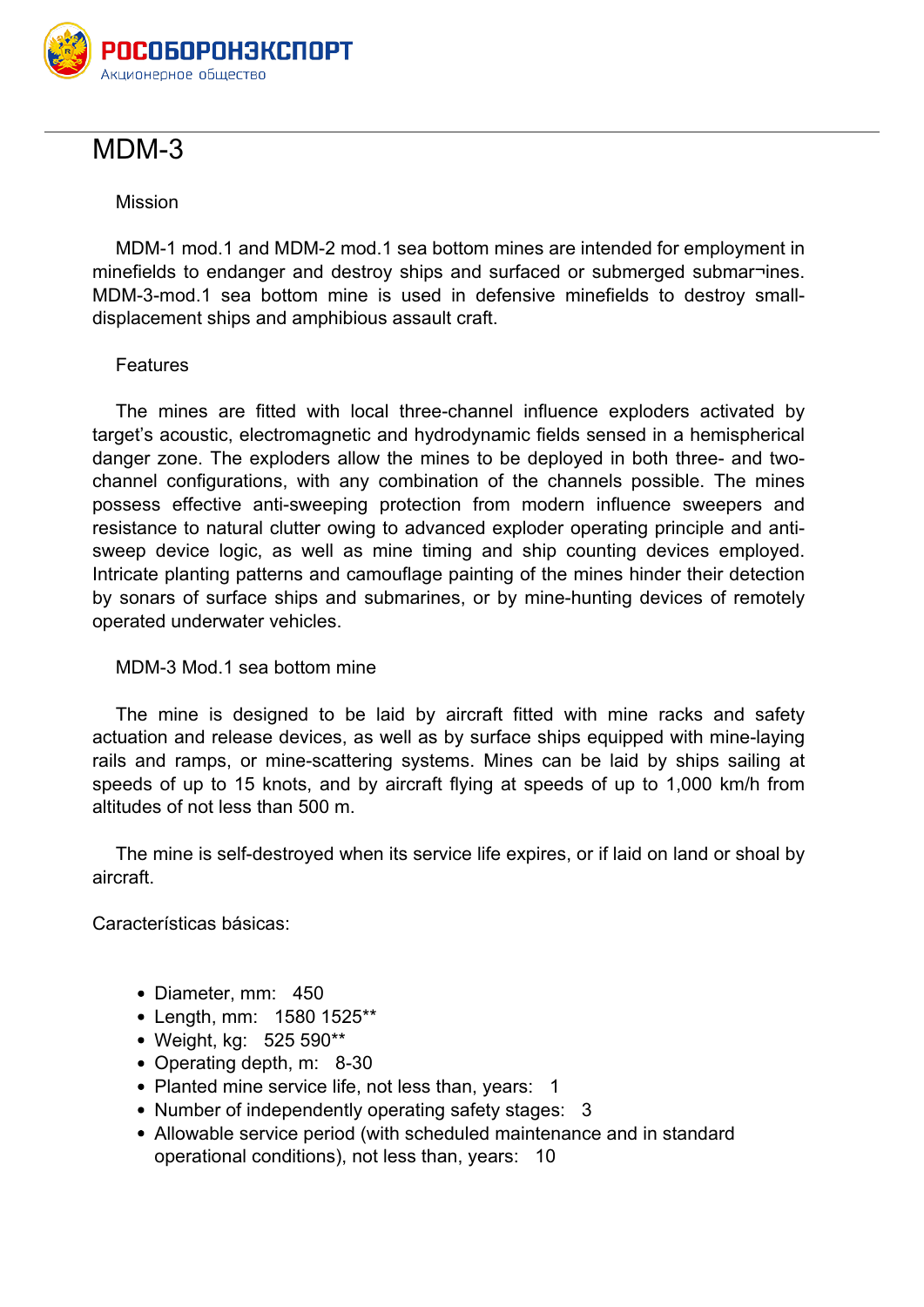# MDM-3

## Mission

MDM-1 mod.1 and MDM-2 mod.1 sea bottom mines are intended for employment in minefields to endanger and destroy ships and surfaced or submerged submar¬ines. MDM-3-mod.1 sea bottom mine is used in defensive minefields to destroy small-displacement ships and amphibious assault craft.

## Features

The mines are fitted with local three-channel influence exploders activated by target's acoustic, electromagnetic and hydrodynamic fields sensed in a hemispherical danger zone. The exploders allow the mines to be deployed in both three- and two-channel configurations, with any combination of the channels possible. The mines possess effective anti-sweeping protection from modern influence sweepers and resistance to natural clutter owing to advanced exploder operating principle and anti-sweep device logic, as well as mine timing and ship counting devices employed. Intricate planting patterns and camouflage painting of the mines hinder their detection by sonars of surface ships and submarines, or by mine-hunting devices of remotely operated underwater vehicles.

## MDM-3 Mod.1 sea bottom mine

The mine is designed to be laid by aircraft fitted with mine racks and safety actuation and release devices, as well as by surface ships equipped with mine-laying rails and ramps, or mine-scattering systems. Mines can be laid by ships sailing at speeds of up to 15 knots, and by aircraft flying at speeds of up to 1,000 km/h from altitudes of not less than 500 m.

The mine is self-destroyed when its service life expires, or if laid on land or shoal by aircraft.

Características básicas:

- Diameter, mm: 450
- Length, mm: 1580 1525**
- Weight, kg: 525 590**
- Operating depth, m: 8-30
- Planted mine service life, not less than, years: 1
- Number of independently operating safety stages: 3
- Allowable service period (with scheduled maintenance and in standard operational conditions), not less than, years: 10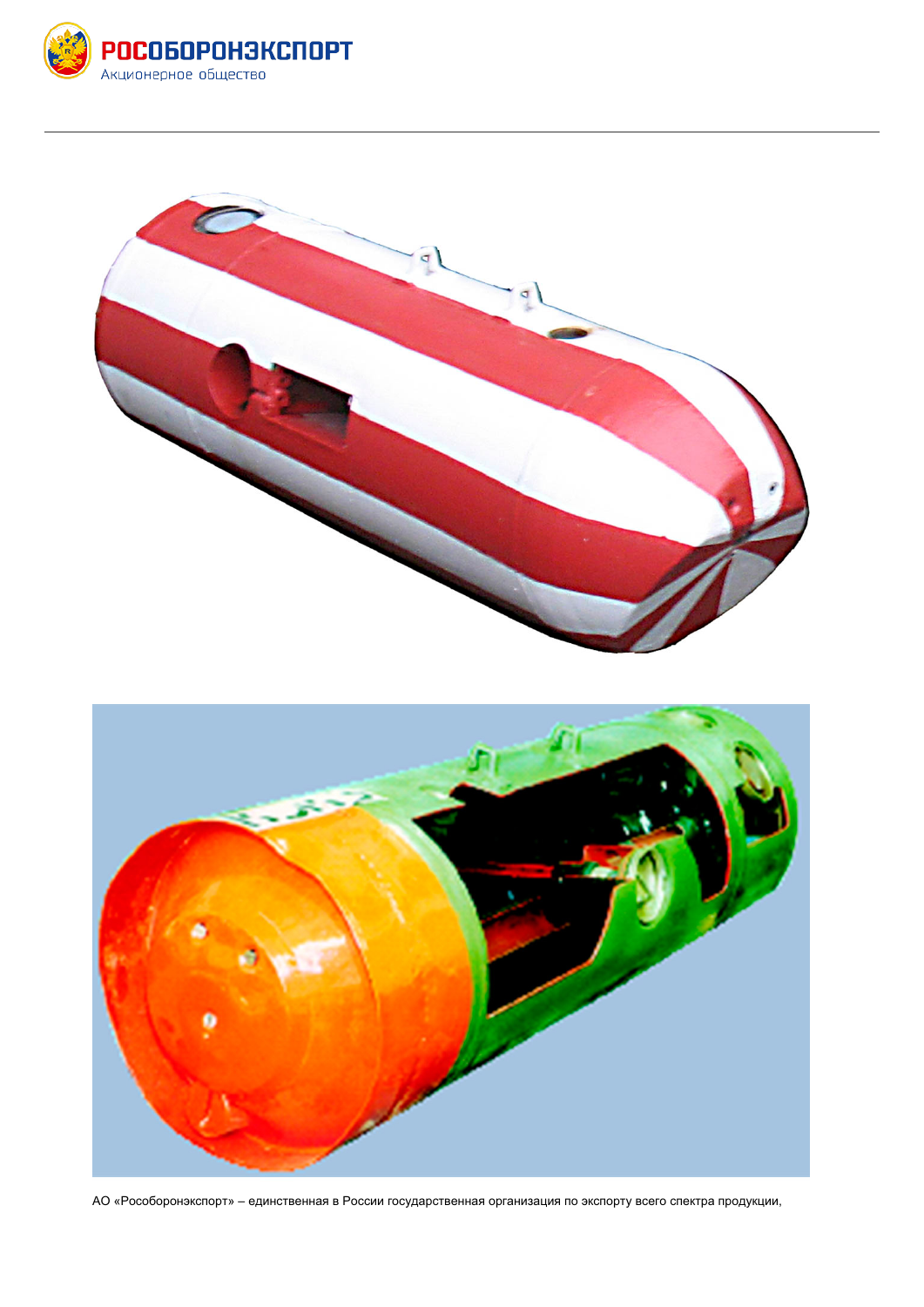АО «Рособоронэкспорт» – единственная в России государственная организация по экспорту всего спектра продукции,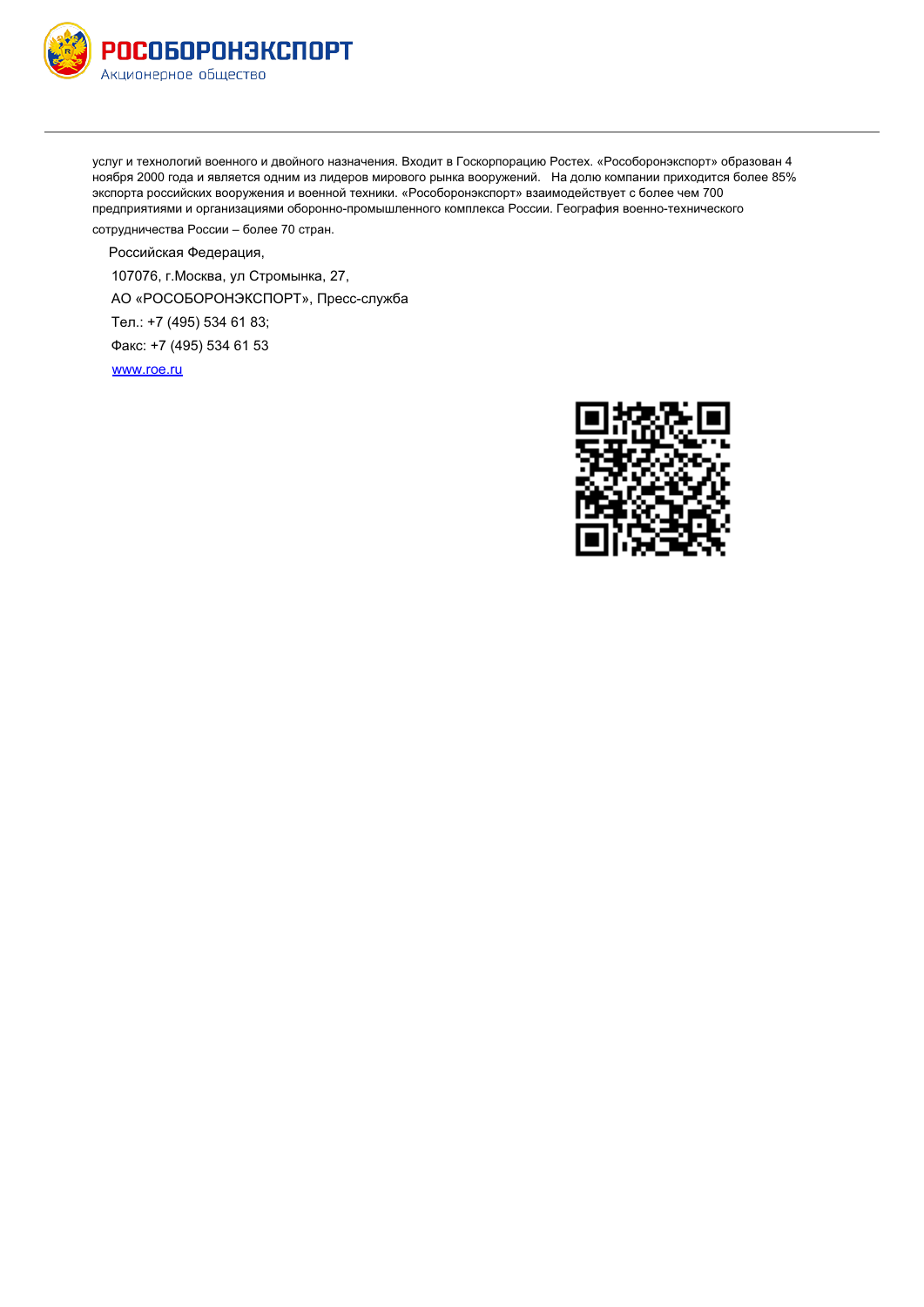услуг и технологий военного и двойного назначения. Входит в Госкорпорацию Ростех. «Рособоронэкспорт» образован 4 ноября 2000 года и является одним из лидеров мирового рынка вооружений. На долю компании приходится более 85% экспорта российских вооружения и военной техники. «Рособоронэкспорт» взаимодействует с более чем 700 предприятиями и организациями оборонно-промышленного комплекса России. География военно-технического сотрудничества России – более 70 стран.

Российская Федерация,

107076, г.Москва, ул Стромынка, 27,

АО «РОСОБОРОНЭКСПОРТ», Пресс-служба

Тел.: +7 (495) 534 61 83;

Факс: +7 (495) 534 61 53

www.roe.ru